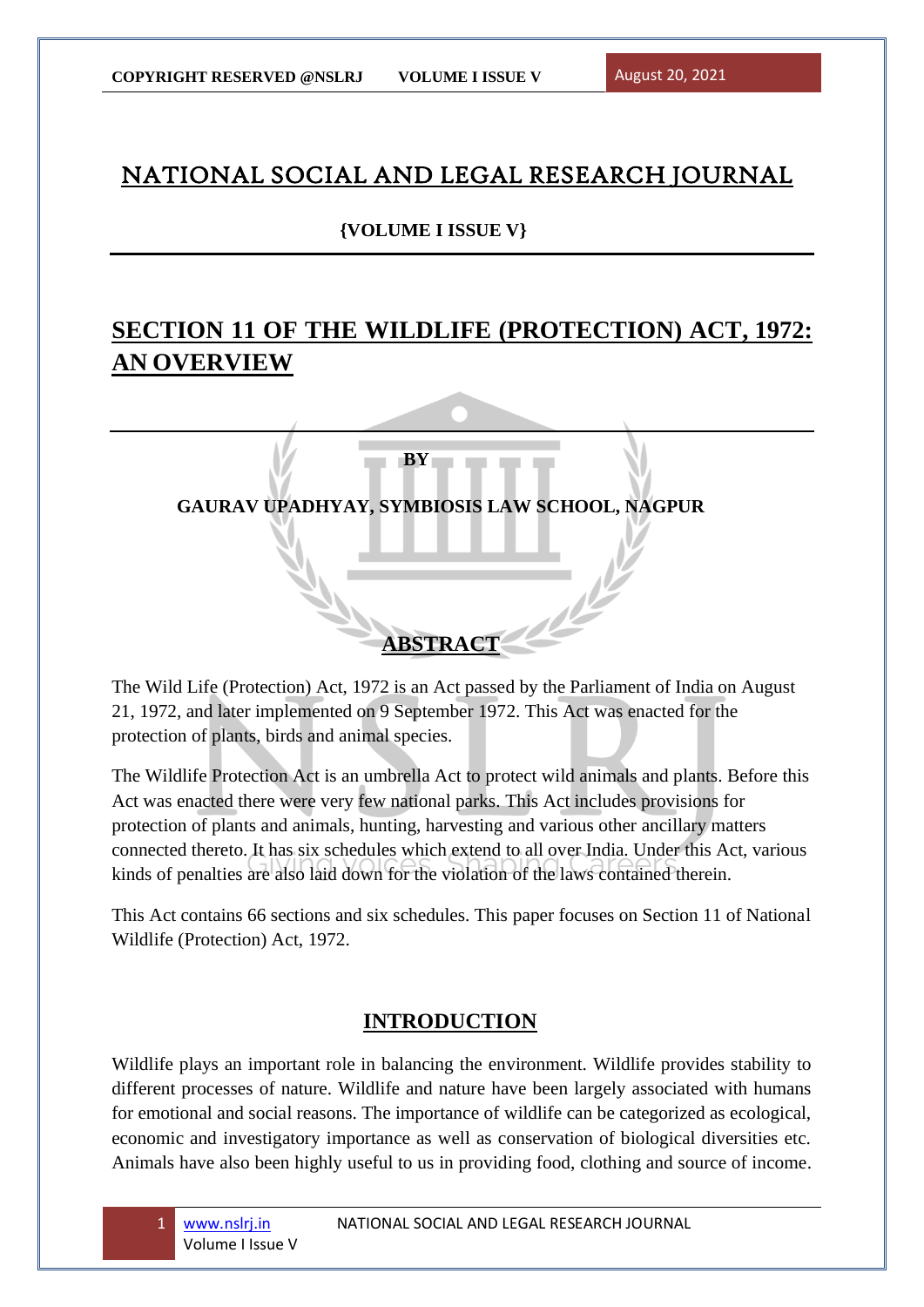# NATIONAL SOCIAL AND LEGAL RESEARCH JOURNAL

**{VOLUME I ISSUE V}**

# SECTION 11 OF THE WILDLIFE (PROTECTION) ACT, 1972: AN OVERVIEW

**BY**

**GAURAV UPADHYAY, SYMBIOSIS LAW SCHOOL, NAGPUR**

## ABSTRACT

The Wild Life (Protection) Act, 1972 is an Act passed by the Parliament of India on August 21, 1972, and later implemented on 9 September 1972. This Act was enacted for the protection of plants, birds and animal species.

The Wildlife Protection Act is an umbrella Act to protect wild animals and plants. Before this Act was enacted there were very few national parks. This Act includes provisions for protection of plants and animals, hunting, harvesting and various other ancillary matters connected thereto. It has six schedules which extend to all over India. Under this Act, various kinds of penalties are also laid down for the violation of the laws contained therein.

This Act contains 66 sections and six schedules. This paper focuses on Section 11 of National Wildlife (Protection) Act, 1972.

## INTRODUCTION

Wildlife plays an important role in balancing the environment. Wildlife provides stability to different processes of nature. Wildlife and nature have been largely associated with humans for emotional and social reasons. The importance of wildlife can be categorized as ecological, economic and investigatory importance as well as conservation of biological diversities etc. Animals have also been highly useful to us in providing food, clothing and source of income.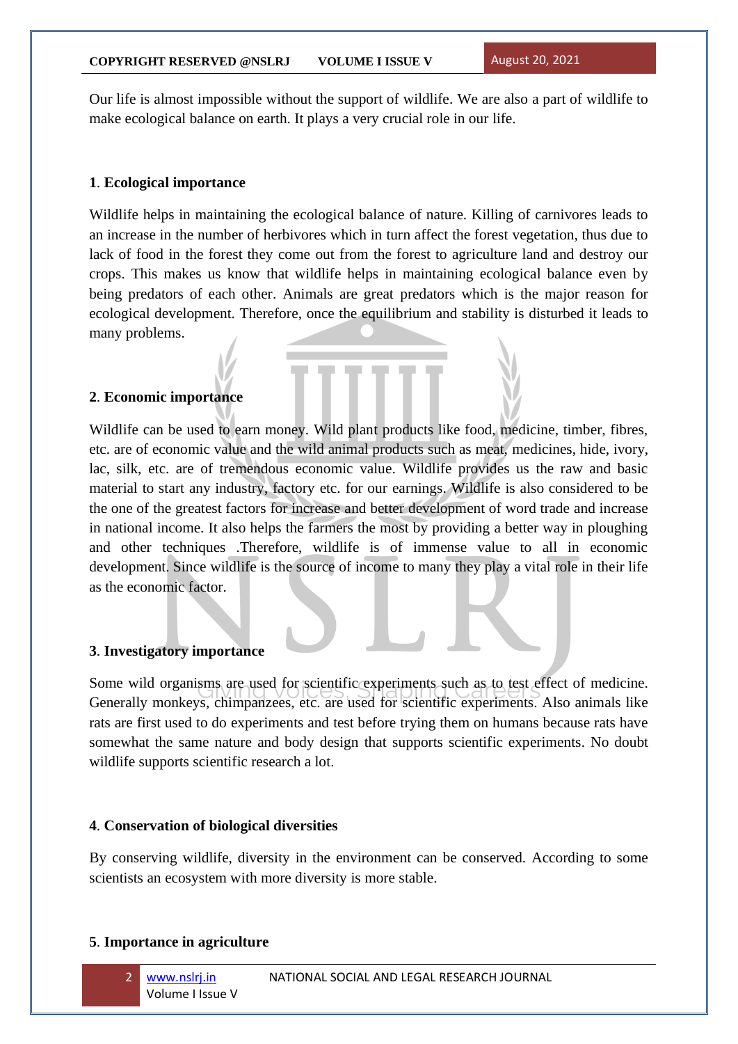Our life is almost impossible without the support of wildlife. We are also a part of wildlife to make ecological balance on earth. It plays a very crucial role in our life.

**1. Ecological importance**

Wildlife helps in maintaining the ecological balance of nature. Killing of carnivores leads to an increase in the number of herbivores which in turn affect the forest vegetation, thus due to lack of food in the forest they come out from the forest to agriculture land and destroy our crops. This makes us know that wildlife helps in maintaining ecological balance even by being predators of each other. Animals are great predators which is the major reason for ecological development. Therefore, once the equilibrium and stability is disturbed it leads to many problems.

**2. Economic importance**

Wildlife can be used to earn money. Wild plant products like food, medicine, timber, fibres, etc. are of economic value and the wild animal products such as meat, medicines, hide, ivory, lac, silk, etc. are of tremendous economic value. Wildlife provides us the raw and basic material to start any industry, factory etc. for our earnings. Wildlife is also considered to be the one of the greatest factors for increase and better development of word trade and increase in national income. It also helps the farmers the most by providing a better way in ploughing and other techniques .Therefore, wildlife is of immense value to all in economic development. Since wildlife is the source of income to many they play a vital role in their life as the economic factor.

**3. Investigatory importance**

Some wild organisms are used for scientific experiments such as to test effect of medicine. Generally monkeys, chimpanzees, etc. are used for scientific experiments. Also animals like rats are first used to do experiments and test before trying them on humans because rats have somewhat the same nature and body design that supports scientific experiments. No doubt wildlife supports scientific research a lot.

**4. Conservation of biological diversities**

By conserving wildlife, diversity in the environment can be conserved. According to some scientists an ecosystem with more diversity is more stable.

**5. Importance in agriculture**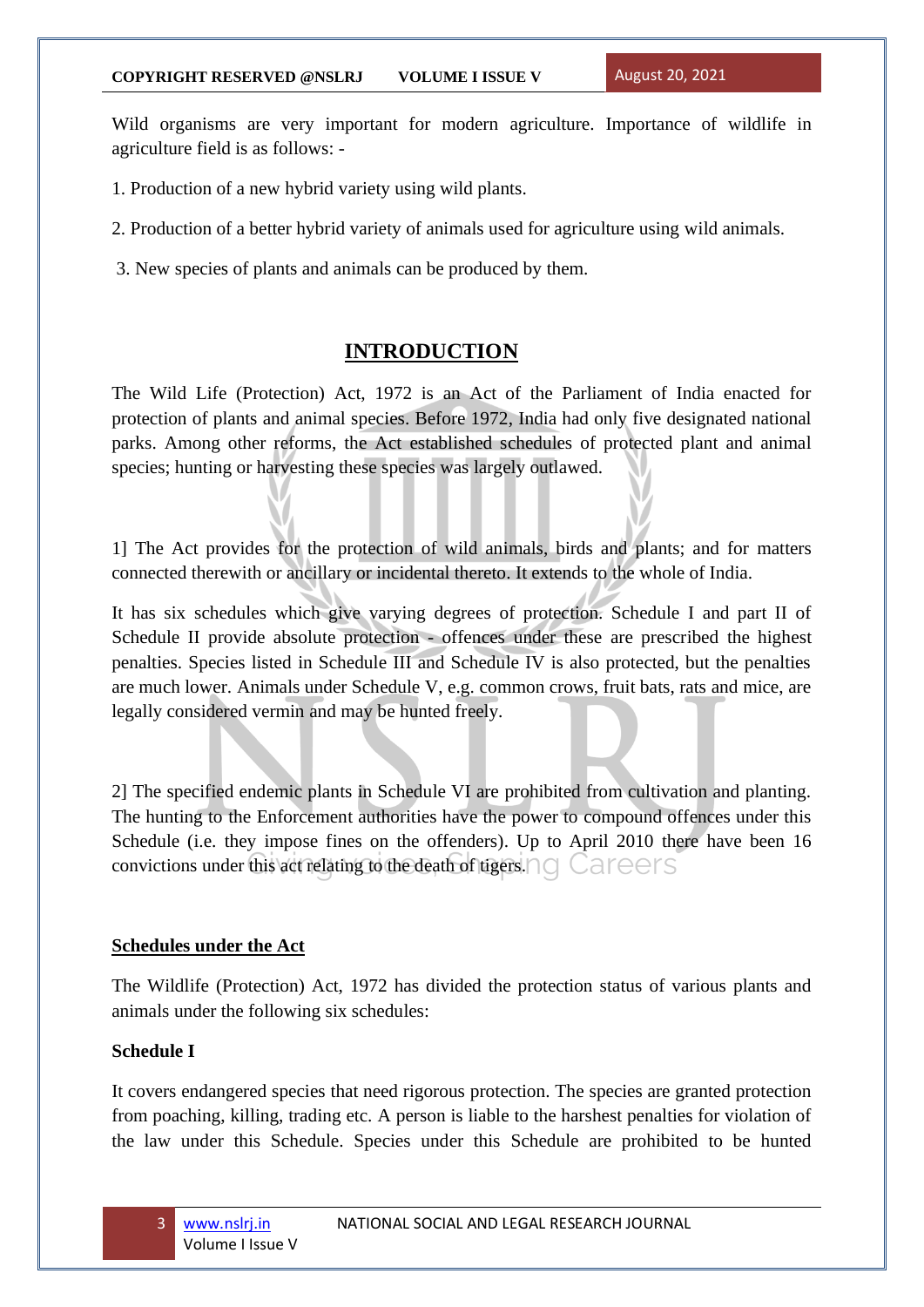Wild organisms are very important for modern agriculture. Importance of wildlife in agriculture field is as follows: -

1. Production of a new hybrid variety using wild plants.

2. Production of a better hybrid variety of animals used for agriculture using wild animals.

3. New species of plants and animals can be produced by them.

## INTRODUCTION

The Wild Life (Protection) Act, 1972 is an Act of the Parliament of India enacted for protection of plants and animal species. Before 1972, India had only five designated national parks. Among other reforms, the Act established schedules of protected plant and animal species; hunting or harvesting these species was largely outlawed.

1] The Act provides for the protection of wild animals, birds and plants; and for matters connected therewith or ancillary or incidental thereto. It extends to the whole of India.

It has six schedules which give varying degrees of protection. Schedule I and part II of Schedule II provide absolute protection - offences under these are prescribed the highest penalties. Species listed in Schedule III and Schedule IV is also protected, but the penalties are much lower. Animals under Schedule V, e.g. common crows, fruit bats, rats and mice, are legally considered vermin and may be hunted freely.

2] The specified endemic plants in Schedule VI are prohibited from cultivation and planting. The hunting to the Enforcement authorities have the power to compound offences under this Schedule (i.e. they impose fines on the offenders). Up to April 2010 there have been 16 convictions under this act relating to the death of tigers.

### Schedules under the Act

The Wildlife (Protection) Act, 1972 has divided the protection status of various plants and animals under the following six schedules:

### Schedule I

It covers endangered species that need rigorous protection. The species are granted protection from poaching, killing, trading etc. A person is liable to the harshest penalties for violation of the law under this Schedule. Species under this Schedule are prohibited to be hunted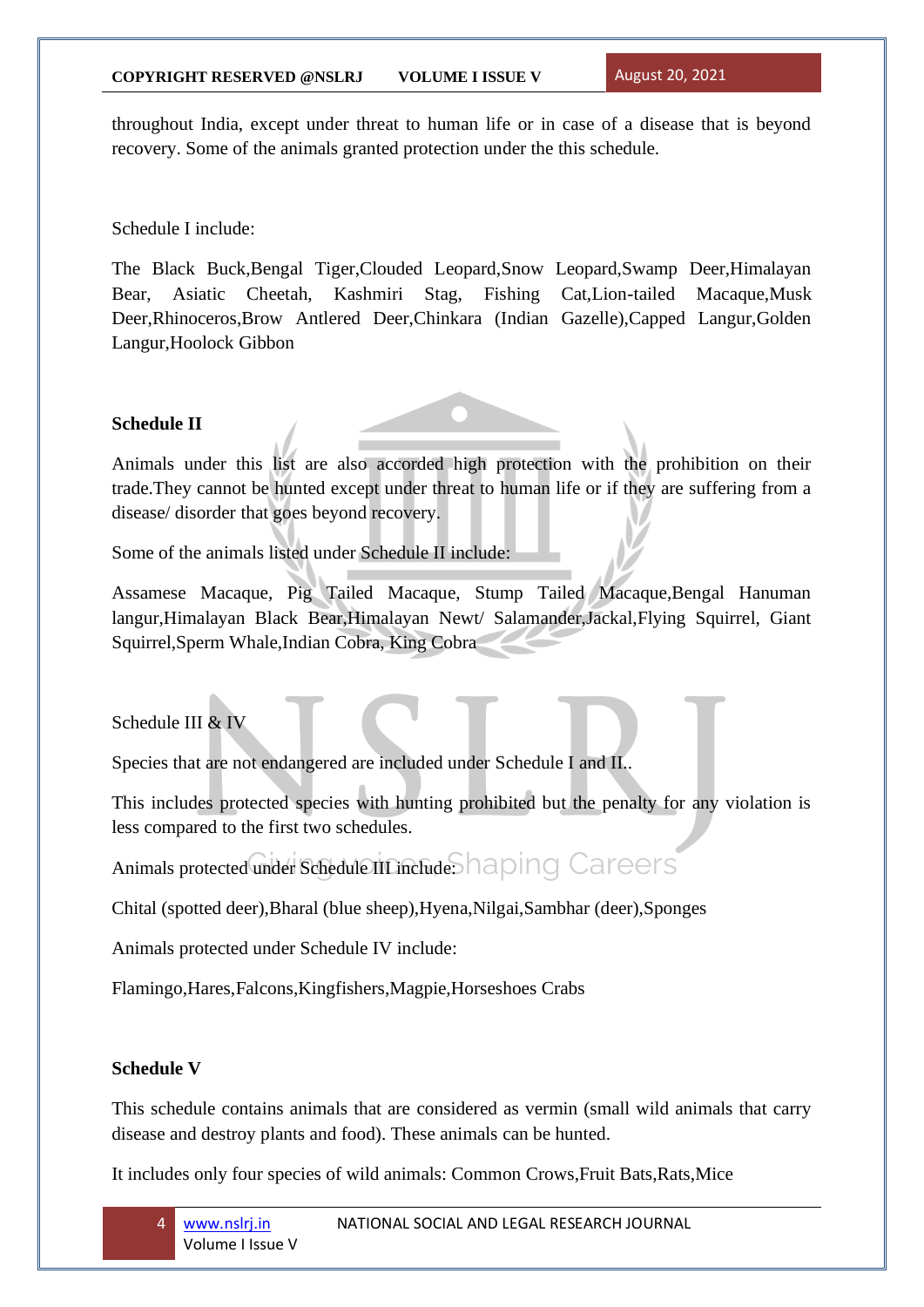throughout India, except under threat to human life or in case of a disease that is beyond recovery. Some of the animals granted protection under the this schedule.

Schedule I include:

The Black Buck,Bengal Tiger,Clouded Leopard,Snow Leopard,Swamp Deer,Himalayan Bear, Asiatic Cheetah, Kashmiri Stag, Fishing Cat,Lion-tailed Macaque,Musk Deer,Rhinoceros,Brow Antlered Deer,Chinkara (Indian Gazelle),Capped Langur,Golden Langur,Hoolock Gibbon

**Schedule II**

Animals under this list are also accorded high protection with the prohibition on their trade.They cannot be hunted except under threat to human life or if they are suffering from a disease/ disorder that goes beyond recovery.

Some of the animals listed under Schedule II include:

Assamese Macaque, Pig Tailed Macaque, Stump Tailed Macaque,Bengal Hanuman langur,Himalayan Black Bear,Himalayan Newt/ Salamander,Jackal,Flying Squirrel, Giant Squirrel,Sperm Whale,Indian Cobra, King Cobra

Schedule III & IV

Species that are not endangered are included under Schedule I and II..

This includes protected species with hunting prohibited but the penalty for any violation is less compared to the first two schedules.

Animals protected under Schedule III include:

Chital (spotted deer),Bharal (blue sheep),Hyena,Nilgai,Sambhar (deer),Sponges

Animals protected under Schedule IV include:

Flamingo,Hares,Falcons,Kingfishers,Magpie,Horseshoes Crabs

**Schedule V**

This schedule contains animals that are considered as vermin (small wild animals that carry disease and destroy plants and food). These animals can be hunted.

It includes only four species of wild animals: Common Crows,Fruit Bats,Rats,Mice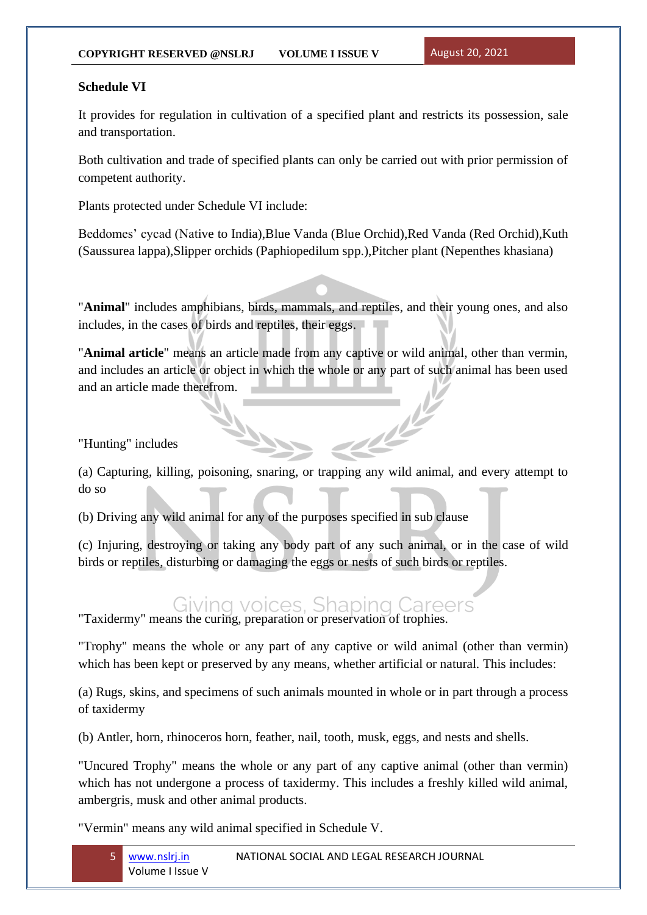**Schedule VI**

It provides for regulation in cultivation of a specified plant and restricts its possession, sale and transportation.

Both cultivation and trade of specified plants can only be carried out with prior permission of competent authority.

Plants protected under Schedule VI include:

Beddomes' cycad (Native to India),Blue Vanda (Blue Orchid),Red Vanda (Red Orchid),Kuth (Saussurea lappa),Slipper orchids (Paphiopedilum spp.),Pitcher plant (Nepenthes khasiana)

"**Animal**" includes amphibians, birds, mammals, and reptiles, and their young ones, and also includes, in the cases of birds and reptiles, their eggs.

"**Animal article**" means an article made from any captive or wild animal, other than vermin, and includes an article or object in which the whole or any part of such animal has been used and an article made therefrom.

"Hunting" includes

(a) Capturing, killing, poisoning, snaring, or trapping any wild animal, and every attempt to do so

(b) Driving any wild animal for any of the purposes specified in sub clause

(c) Injuring, destroying or taking any body part of any such animal, or in the case of wild birds or reptiles, disturbing or damaging the eggs or nests of such birds or reptiles.

"Taxidermy" means the curing, preparation or preservation of trophies.

"Trophy" means the whole or any part of any captive or wild animal (other than vermin) which has been kept or preserved by any means, whether artificial or natural. This includes:

(a) Rugs, skins, and specimens of such animals mounted in whole or in part through a process of taxidermy

(b) Antler, horn, rhinoceros horn, feather, nail, tooth, musk, eggs, and nests and shells.

"Uncured Trophy" means the whole or any part of any captive animal (other than vermin) which has not undergone a process of taxidermy. This includes a freshly killed wild animal, ambergris, musk and other animal products.

"Vermin" means any wild animal specified in Schedule V.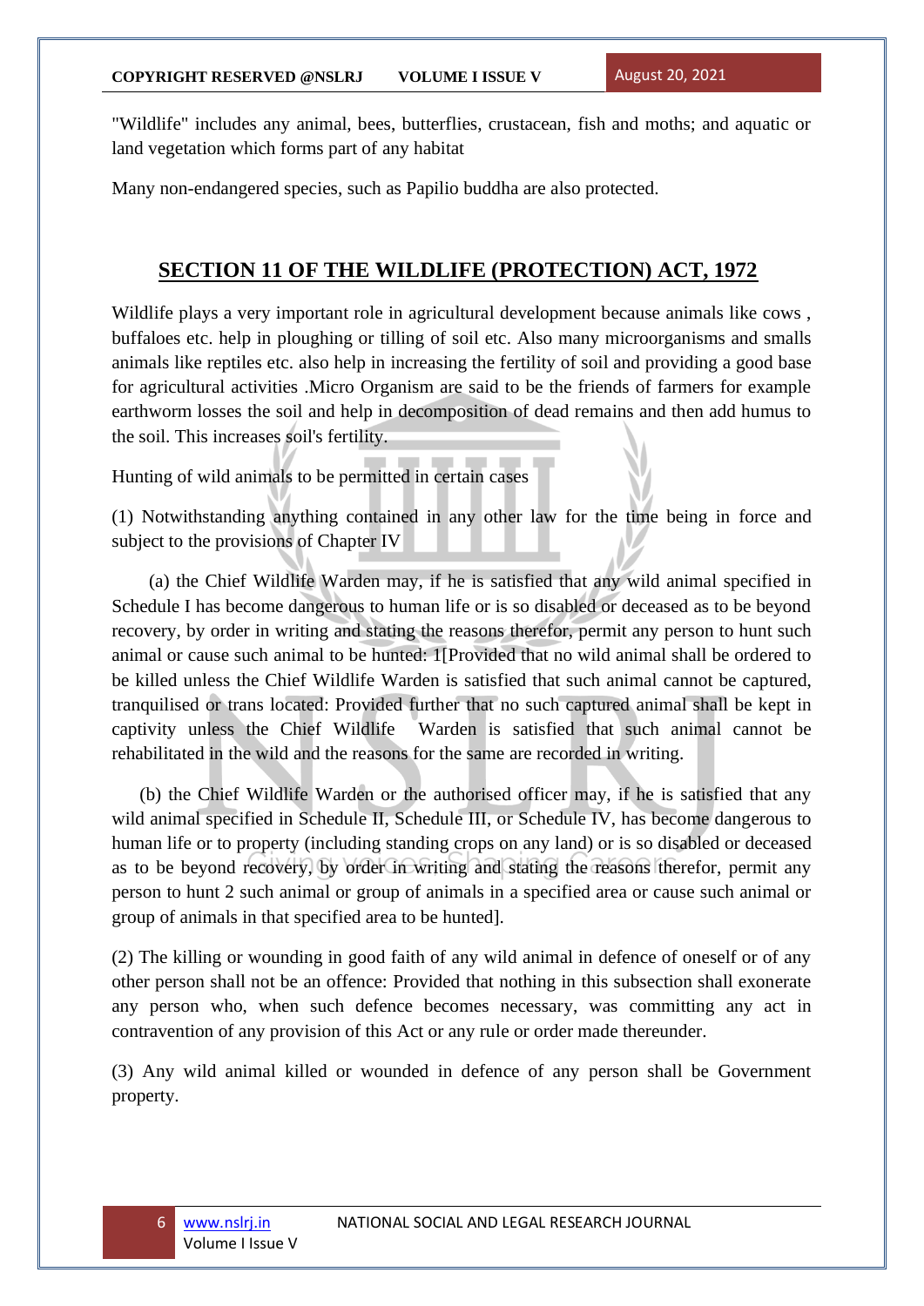"Wildlife" includes any animal, bees, butterflies, crustacean, fish and moths; and aquatic or land vegetation which forms part of any habitat

Many non-endangered species, such as Papilio buddha are also protected.

## SECTION 11 OF THE WILDLIFE (PROTECTION) ACT, 1972

Wildlife plays a very important role in agricultural development because animals like cows , buffaloes etc. help in ploughing or tilling of soil etc. Also many microorganisms and smalls animals like reptiles etc. also help in increasing the fertility of soil and providing a good base for agricultural activities .Micro Organism are said to be the friends of farmers for example earthworm losses the soil and help in decomposition of dead remains and then add humus to the soil. This increases soil's fertility.

Hunting of wild animals to be permitted in certain cases

(1) Notwithstanding anything contained in any other law for the time being in force and subject to the provisions of Chapter IV

(a) the Chief Wildlife Warden may, if he is satisfied that any wild animal specified in Schedule I has become dangerous to human life or is so disabled or deceased as to be beyond recovery, by order in writing and stating the reasons therefor, permit any person to hunt such animal or cause such animal to be hunted: 1[Provided that no wild animal shall be ordered to be killed unless the Chief Wildlife Warden is satisfied that such animal cannot be captured, tranquilised or trans located: Provided further that no such captured animal shall be kept in captivity unless the Chief Wildlife Warden is satisfied that such animal cannot be rehabilitated in the wild and the reasons for the same are recorded in writing.

(b) the Chief Wildlife Warden or the authorised officer may, if he is satisfied that any wild animal specified in Schedule II, Schedule III, or Schedule IV, has become dangerous to human life or to property (including standing crops on any land) or is so disabled or deceased as to be beyond recovery, by order in writing and stating the reasons therefor, permit any person to hunt 2 such animal or group of animals in a specified area or cause such animal or group of animals in that specified area to be hunted].

(2) The killing or wounding in good faith of any wild animal in defence of oneself or of any other person shall not be an offence: Provided that nothing in this subsection shall exonerate any person who, when such defence becomes necessary, was committing any act in contravention of any provision of this Act or any rule or order made thereunder.

(3) Any wild animal killed or wounded in defence of any person shall be Government property.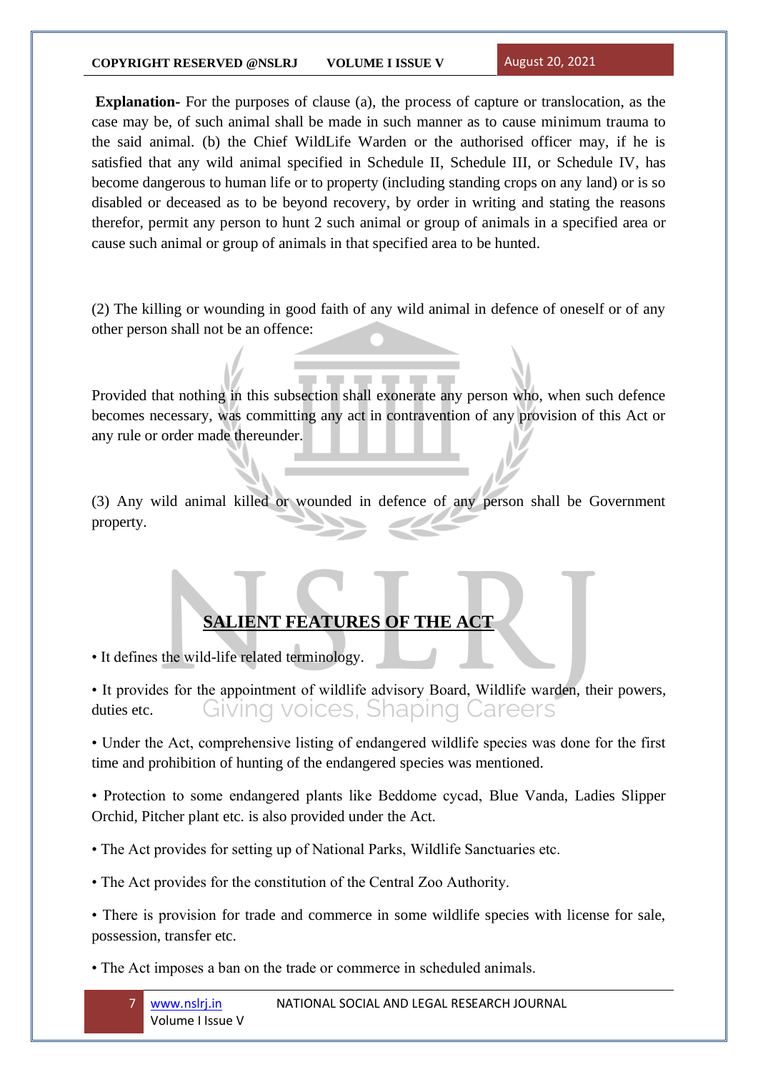**Explanation-** For the purposes of clause (a), the process of capture or translocation, as the case may be, of such animal shall be made in such manner as to cause minimum trauma to the said animal. (b) the Chief WildLife Warden or the authorised officer may, if he is satisfied that any wild animal specified in Schedule II, Schedule III, or Schedule IV, has become dangerous to human life or to property (including standing crops on any land) or is so disabled or deceased as to be beyond recovery, by order in writing and stating the reasons therefor, permit any person to hunt 2 such animal or group of animals in a specified area or cause such animal or group of animals in that specified area to be hunted.

(2) The killing or wounding in good faith of any wild animal in defence of oneself or of any other person shall not be an offence:

Provided that nothing in this subsection shall exonerate any person who, when such defence becomes necessary, was committing any act in contravention of any provision of this Act or any rule or order made thereunder.

(3) Any wild animal killed or wounded in defence of any person shall be Government property.

## SALIENT FEATURES OF THE ACT

- It defines the wild-life related terminology.
- It provides for the appointment of wildlife advisory Board, Wildlife warden, their powers, duties etc.
- Under the Act, comprehensive listing of endangered wildlife species was done for the first time and prohibition of hunting of the endangered species was mentioned.
- Protection to some endangered plants like Beddome cycad, Blue Vanda, Ladies Slipper Orchid, Pitcher plant etc. is also provided under the Act.
- The Act provides for setting up of National Parks, Wildlife Sanctuaries etc.
- The Act provides for the constitution of the Central Zoo Authority.
- There is provision for trade and commerce in some wildlife species with license for sale, possession, transfer etc.
- The Act imposes a ban on the trade or commerce in scheduled animals.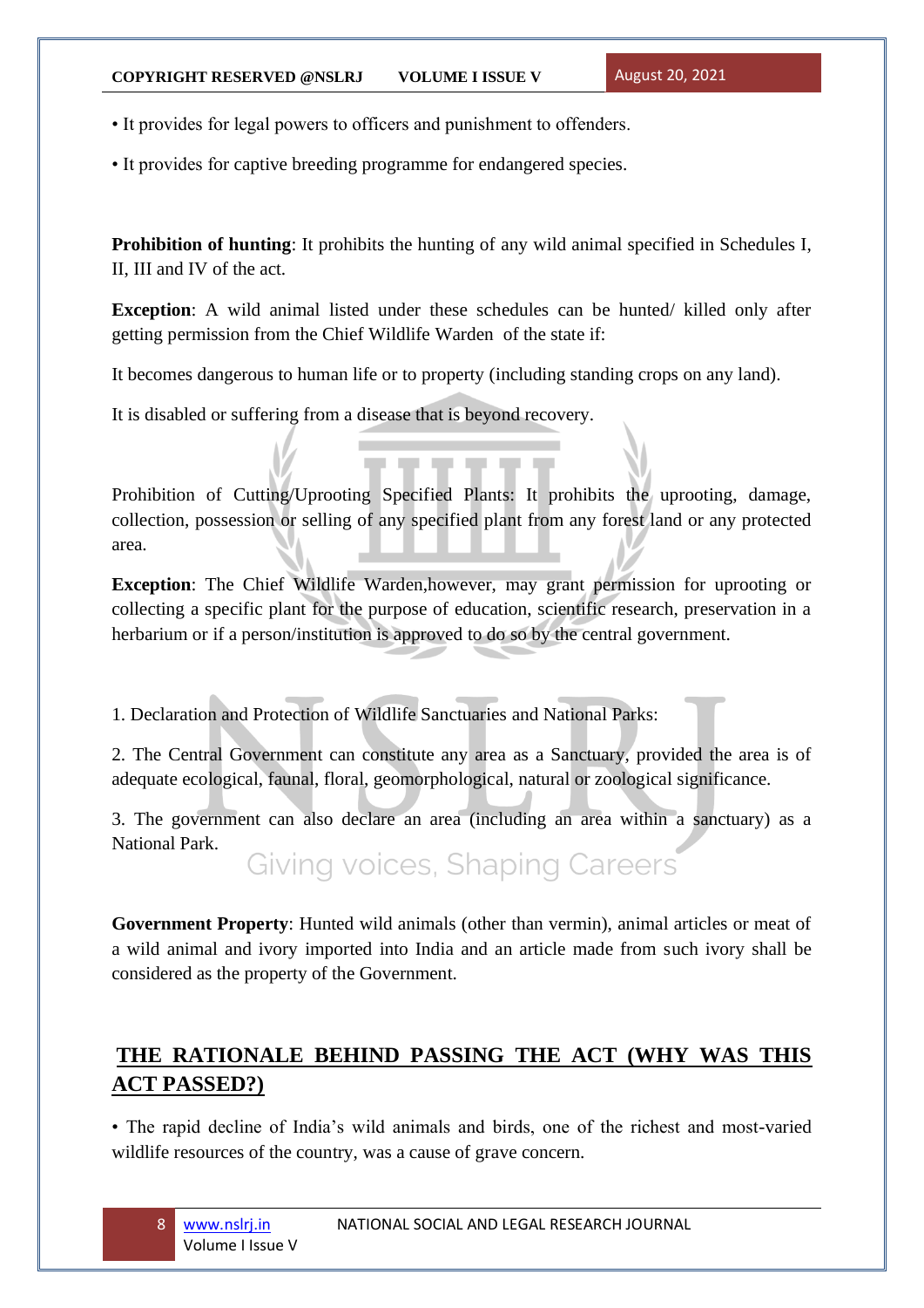• It provides for legal powers to officers and punishment to offenders.

• It provides for captive breeding programme for endangered species.

**Prohibition of hunting**: It prohibits the hunting of any wild animal specified in Schedules I, II, III and IV of the act.

**Exception**: A wild animal listed under these schedules can be hunted/ killed only after getting permission from the Chief Wildlife Warden of the state if:

It becomes dangerous to human life or to property (including standing crops on any land).

It is disabled or suffering from a disease that is beyond recovery.

Prohibition of Cutting/Uprooting Specified Plants: It prohibits the uprooting, damage, collection, possession or selling of any specified plant from any forest land or any protected area.

**Exception**: The Chief Wildlife Warden,however, may grant permission for uprooting or collecting a specific plant for the purpose of education, scientific research, preservation in a herbarium or if a person/institution is approved to do so by the central government.

1. Declaration and Protection of Wildlife Sanctuaries and National Parks:

2. The Central Government can constitute any area as a Sanctuary, provided the area is of adequate ecological, faunal, floral, geomorphological, natural or zoological significance.

3. The government can also declare an area (including an area within a sanctuary) as a National Park.

**Government Property**: Hunted wild animals (other than vermin), animal articles or meat of a wild animal and ivory imported into India and an article made from such ivory shall be considered as the property of the Government.

## THE RATIONALE BEHIND PASSING THE ACT (WHY WAS THIS ACT PASSED?)

• The rapid decline of India's wild animals and birds, one of the richest and most-varied wildlife resources of the country, was a cause of grave concern.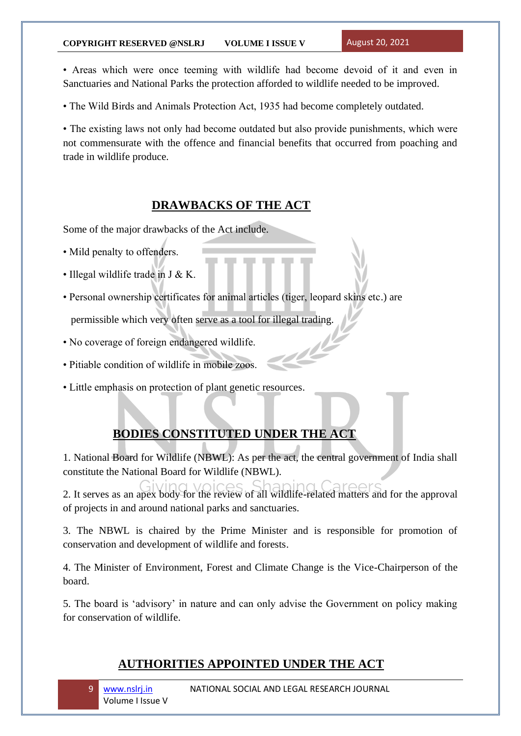• Areas which were once teeming with wildlife had become devoid of it and even in Sanctuaries and National Parks the protection afforded to wildlife needed to be improved.

• The Wild Birds and Animals Protection Act, 1935 had become completely outdated.

• The existing laws not only had become outdated but also provide punishments, which were not commensurate with the offence and financial benefits that occurred from poaching and trade in wildlife produce.

## DRAWBACKS OF THE ACT

Some of the major drawbacks of the Act include.

• Mild penalty to offenders.

• Illegal wildlife trade in J & K.

• Personal ownership certificates for animal articles (tiger, leopard skins etc.) are permissible which very often serve as a tool for illegal trading.

• No coverage of foreign endangered wildlife.

• Pitiable condition of wildlife in mobile zoos.

• Little emphasis on protection of plant genetic resources.

## BODIES CONSTITUTED UNDER THE ACT

1. National Board for Wildlife (NBWL): As per the act, the central government of India shall constitute the National Board for Wildlife (NBWL).

2. It serves as an apex body for the review of all wildlife-related matters and for the approval of projects in and around national parks and sanctuaries.

3. The NBWL is chaired by the Prime Minister and is responsible for promotion of conservation and development of wildlife and forests.

4. The Minister of Environment, Forest and Climate Change is the Vice-Chairperson of the board.

5. The board is 'advisory' in nature and can only advise the Government on policy making for conservation of wildlife.

## AUTHORITIES APPOINTED UNDER THE ACT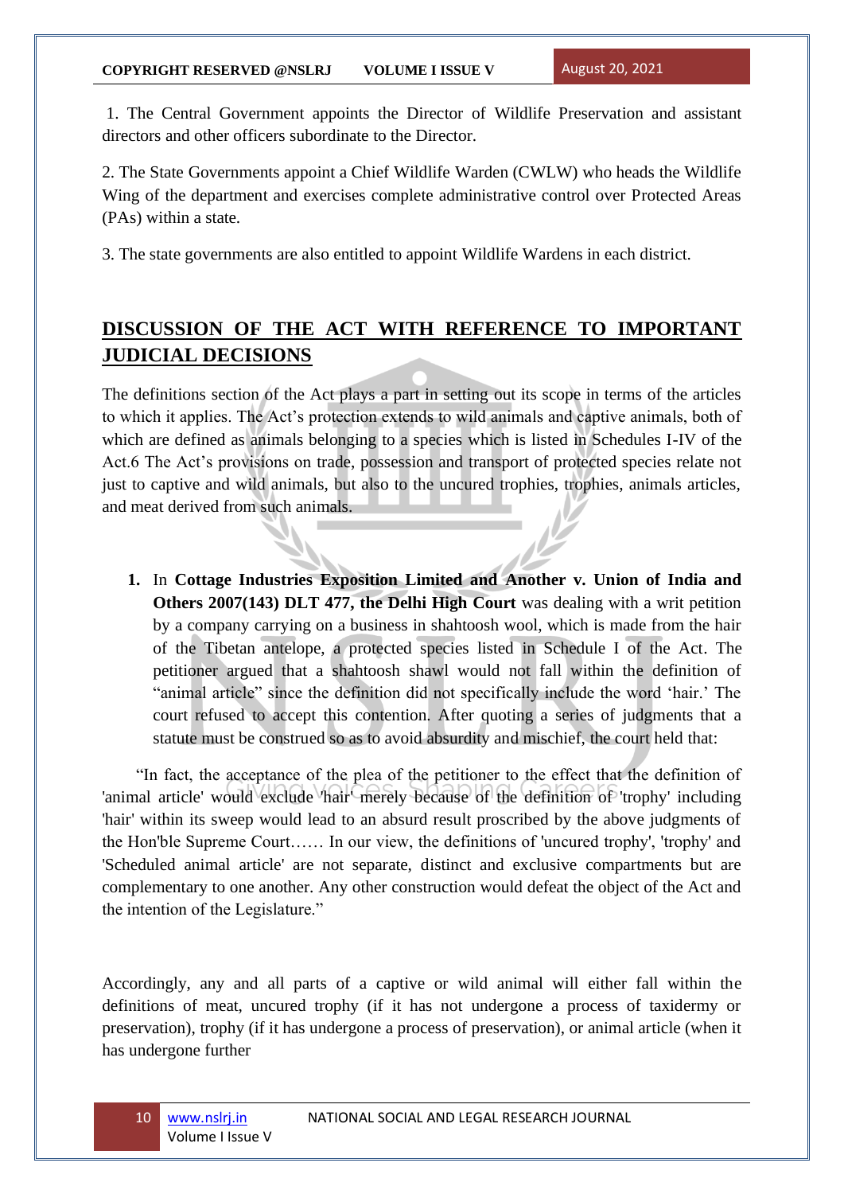1. The Central Government appoints the Director of Wildlife Preservation and assistant directors and other officers subordinate to the Director.

2. The State Governments appoint a Chief Wildlife Warden (CWLW) who heads the Wildlife Wing of the department and exercises complete administrative control over Protected Areas (PAs) within a state.

3. The state governments are also entitled to appoint Wildlife Wardens in each district.

## DISCUSSION OF THE ACT WITH REFERENCE TO IMPORTANT JUDICIAL DECISIONS

The definitions section of the Act plays a part in setting out its scope in terms of the articles to which it applies. The Act's protection extends to wild animals and captive animals, both of which are defined as animals belonging to a species which is listed in Schedules I-IV of the Act.6 The Act's provisions on trade, possession and transport of protected species relate not just to captive and wild animals, but also to the uncured trophies, trophies, animals articles, and meat derived from such animals.

1. In **Cottage Industries Exposition Limited and Another v. Union of India and Others 2007(143) DLT 477, the Delhi High Court** was dealing with a writ petition by a company carrying on a business in shahtoosh wool, which is made from the hair of the Tibetan antelope, a protected species listed in Schedule I of the Act. The petitioner argued that a shahtoosh shawl would not fall within the definition of "animal article" since the definition did not specifically include the word 'hair.' The court refused to accept this contention. After quoting a series of judgments that a statute must be construed so as to avoid absurdity and mischief, the court held that:

"In fact, the acceptance of the plea of the petitioner to the effect that the definition of 'animal article' would exclude 'hair' merely because of the definition of 'trophy' including 'hair' within its sweep would lead to an absurd result proscribed by the above judgments of the Hon'ble Supreme Court…… In our view, the definitions of 'uncured trophy', 'trophy' and 'Scheduled animal article' are not separate, distinct and exclusive compartments but are complementary to one another. Any other construction would defeat the object of the Act and the intention of the Legislature."

Accordingly, any and all parts of a captive or wild animal will either fall within the definitions of meat, uncured trophy (if it has not undergone a process of taxidermy or preservation), trophy (if it has undergone a process of preservation), or animal article (when it has undergone further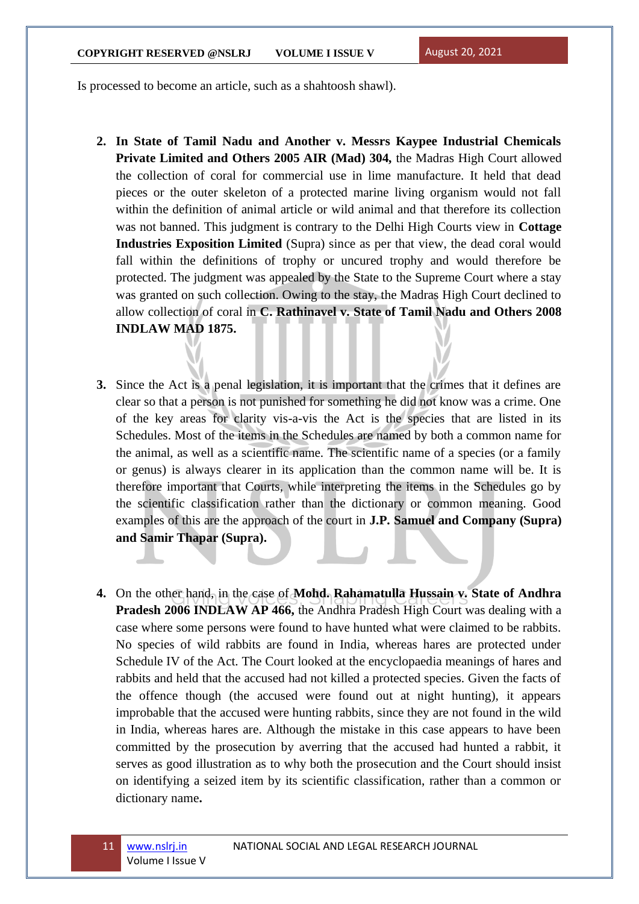Is processed to become an article, such as a shahtoosh shawl).

2. **In State of Tamil Nadu and Another v. Messrs Kaypee Industrial Chemicals Private Limited and Others 2005 AIR (Mad) 304,** the Madras High Court allowed the collection of coral for commercial use in lime manufacture. It held that dead pieces or the outer skeleton of a protected marine living organism would not fall within the definition of animal article or wild animal and that therefore its collection was not banned. This judgment is contrary to the Delhi High Courts view in **Cottage Industries Exposition Limited** (Supra) since as per that view, the dead coral would fall within the definitions of trophy or uncured trophy and would therefore be protected. The judgment was appealed by the State to the Supreme Court where a stay was granted on such collection. Owing to the stay, the Madras High Court declined to allow collection of coral in **C. Rathinavel v. State of Tamil Nadu and Others 2008 INDLAW MAD 1875.**

3. Since the Act is a penal legislation, it is important that the crimes that it defines are clear so that a person is not punished for something he did not know was a crime. One of the key areas for clarity vis-a-vis the Act is the species that are listed in its Schedules. Most of the items in the Schedules are named by both a common name for the animal, as well as a scientific name. The scientific name of a species (or a family or genus) is always clearer in its application than the common name will be. It is therefore important that Courts, while interpreting the items in the Schedules go by the scientific classification rather than the dictionary or common meaning. Good examples of this are the approach of the court in **J.P. Samuel and Company (Supra) and Samir Thapar (Supra).**

4. On the other hand, in the case of **Mohd. Rahamatulla Hussain v. State of Andhra Pradesh 2006 INDLAW AP 466,** the Andhra Pradesh High Court was dealing with a case where some persons were found to have hunted what were claimed to be rabbits. No species of wild rabbits are found in India, whereas hares are protected under Schedule IV of the Act. The Court looked at the encyclopaedia meanings of hares and rabbits and held that the accused had not killed a protected species. Given the facts of the offence though (the accused were found out at night hunting), it appears improbable that the accused were hunting rabbits, since they are not found in the wild in India, whereas hares are. Although the mistake in this case appears to have been committed by the prosecution by averring that the accused had hunted a rabbit, it serves as good illustration as to why both the prosecution and the Court should insist on identifying a seized item by its scientific classification, rather than a common or dictionary name.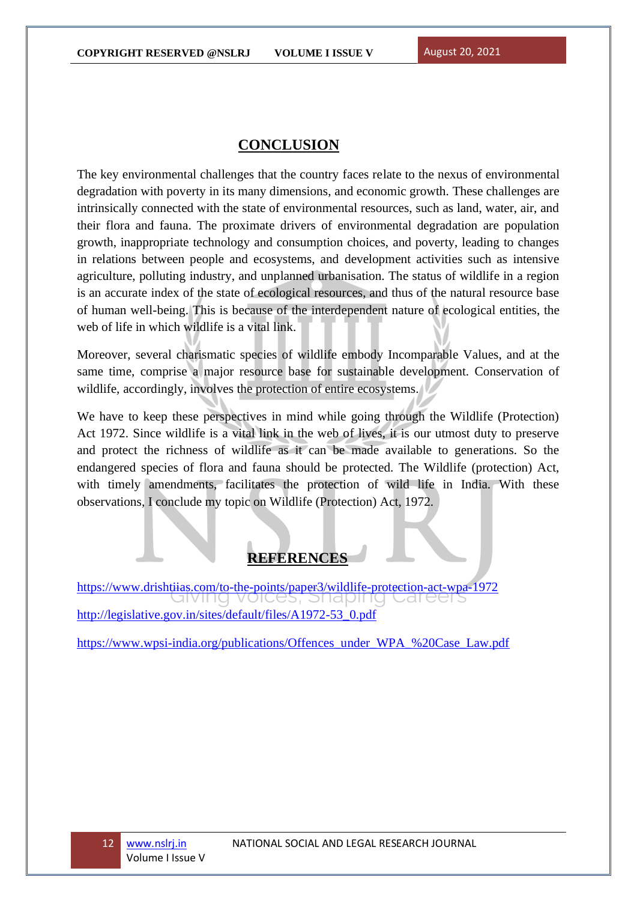## CONCLUSION

The key environmental challenges that the country faces relate to the nexus of environmental degradation with poverty in its many dimensions, and economic growth. These challenges are intrinsically connected with the state of environmental resources, such as land, water, air, and their flora and fauna. The proximate drivers of environmental degradation are population growth, inappropriate technology and consumption choices, and poverty, leading to changes in relations between people and ecosystems, and development activities such as intensive agriculture, polluting industry, and unplanned urbanisation. The status of wildlife in a region is an accurate index of the state of ecological resources, and thus of the natural resource base of human well-being. This is because of the interdependent nature of ecological entities, the web of life in which wildlife is a vital link.

Moreover, several charismatic species of wildlife embody Incomparable Values, and at the same time, comprise a major resource base for sustainable development. Conservation of wildlife, accordingly, involves the protection of entire ecosystems.

We have to keep these perspectives in mind while going through the Wildlife (Protection) Act 1972. Since wildlife is a vital link in the web of lives, it is our utmost duty to preserve and protect the richness of wildlife as it can be made available to generations. So the endangered species of flora and fauna should be protected. The Wildlife (protection) Act, with timely amendments, facilitates the protection of wild life in India. With these observations, I conclude my topic on Wildlife (Protection) Act, 1972.

## REFERENCES

https://www.drishtiias.com/to-the-points/paper3/wildlife-protection-act-wpa-1972

http://legislative.gov.in/sites/default/files/A1972-53_0.pdf

https://www.wpsi-india.org/publications/Offences_under_WPA_%20Case_Law.pdf